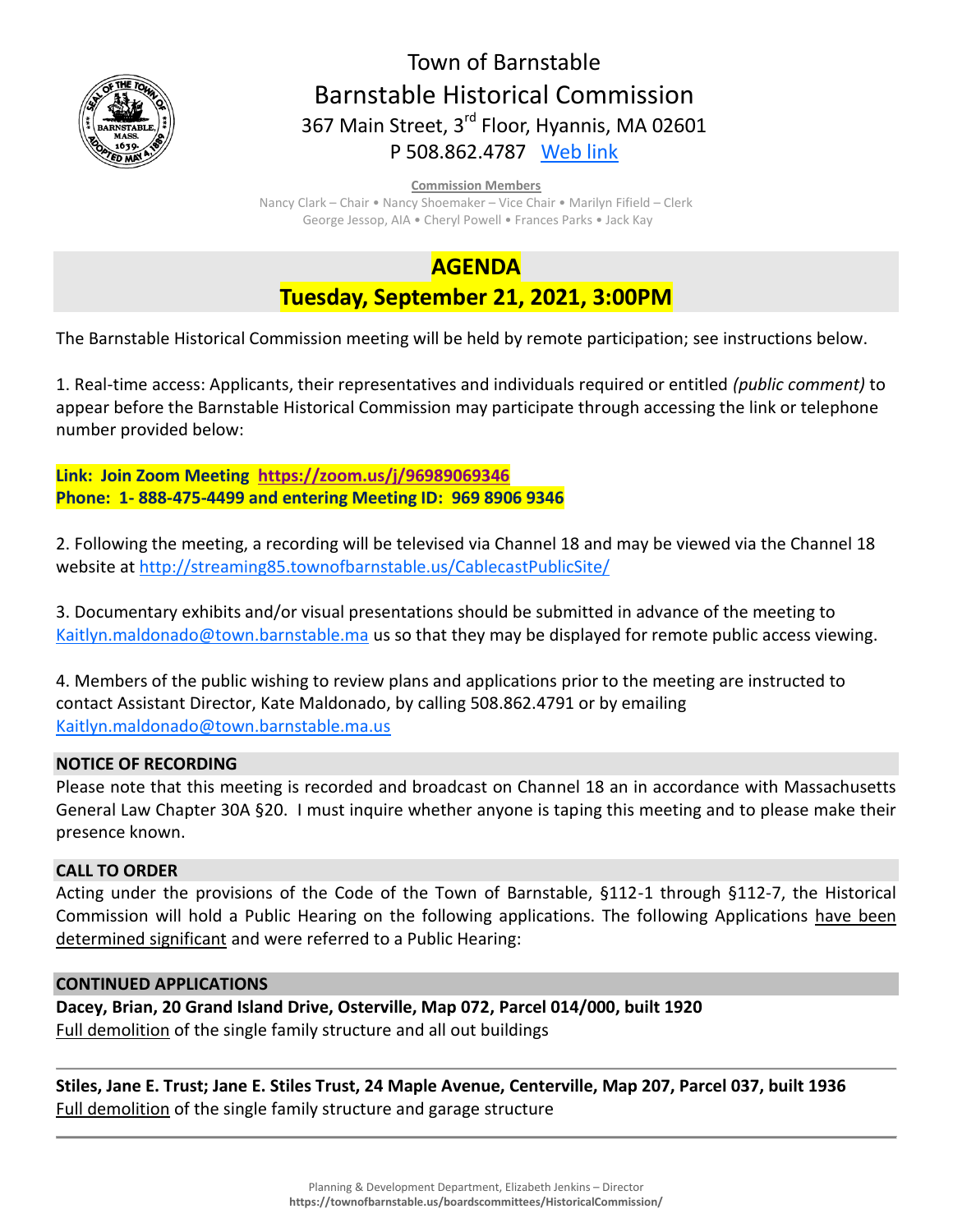# Town of Barnstable
# Barnstable Historical Commission

367 Main Street, 3rd Floor, Hyannis, MA 02601
P 508.862.4787 [Web link]

**Commission Members**
Nancy Clark – Chair • Nancy Shoemaker – Vice Chair • Marilyn Fifield – Clerk
George Jessop, AIA • Cheryl Powell • Frances Parks • Jack Kay

## AGENDA
## Tuesday, September 21, 2021, 3:00PM

The Barnstable Historical Commission meeting will be held by remote participation; see instructions below.

1. Real-time access: Applicants, their representatives and individuals required or entitled *(public comment)* to appear before the Barnstable Historical Commission may participate through accessing the link or telephone number provided below:

**Link: Join Zoom Meeting https://zoom.us/j/96989069346**
**Phone: 1- 888-475-4499 and entering Meeting ID: 969 8906 9346**

2. Following the meeting, a recording will be televised via Channel 18 and may be viewed via the Channel 18 website at http://streaming85.townofbarnstable.us/CablecastPublicSite/

3. Documentary exhibits and/or visual presentations should be submitted in advance of the meeting to Kaitlyn.maldonado@town.barnstable.ma us so that they may be displayed for remote public access viewing.

4. Members of the public wishing to review plans and applications prior to the meeting are instructed to contact Assistant Director, Kate Maldonado, by calling 508.862.4791 or by emailing Kaitlyn.maldonado@town.barnstable.ma.us

### NOTICE OF RECORDING

Please note that this meeting is recorded and broadcast on Channel 18 an in accordance with Massachusetts General Law Chapter 30A §20. I must inquire whether anyone is taping this meeting and to please make their presence known.

### CALL TO ORDER

Acting under the provisions of the Code of the Town of Barnstable, §112-1 through §112-7, the Historical Commission will hold a Public Hearing on the following applications. The following Applications have been determined significant and were referred to a Public Hearing:

### CONTINUED APPLICATIONS

**Dacey, Brian, 20 Grand Island Drive, Osterville, Map 072, Parcel 014/000, built 1920**
Full demolition of the single family structure and all out buildings

---

**Stiles, Jane E. Trust; Jane E. Stiles Trust, 24 Maple Avenue, Centerville, Map 207, Parcel 037, built 1936**
Full demolition of the single family structure and garage structure

---

Planning & Development Department, Elizabeth Jenkins – Director
**https://townofbarnstable.us/boardscommittees/HistoricalCommission/**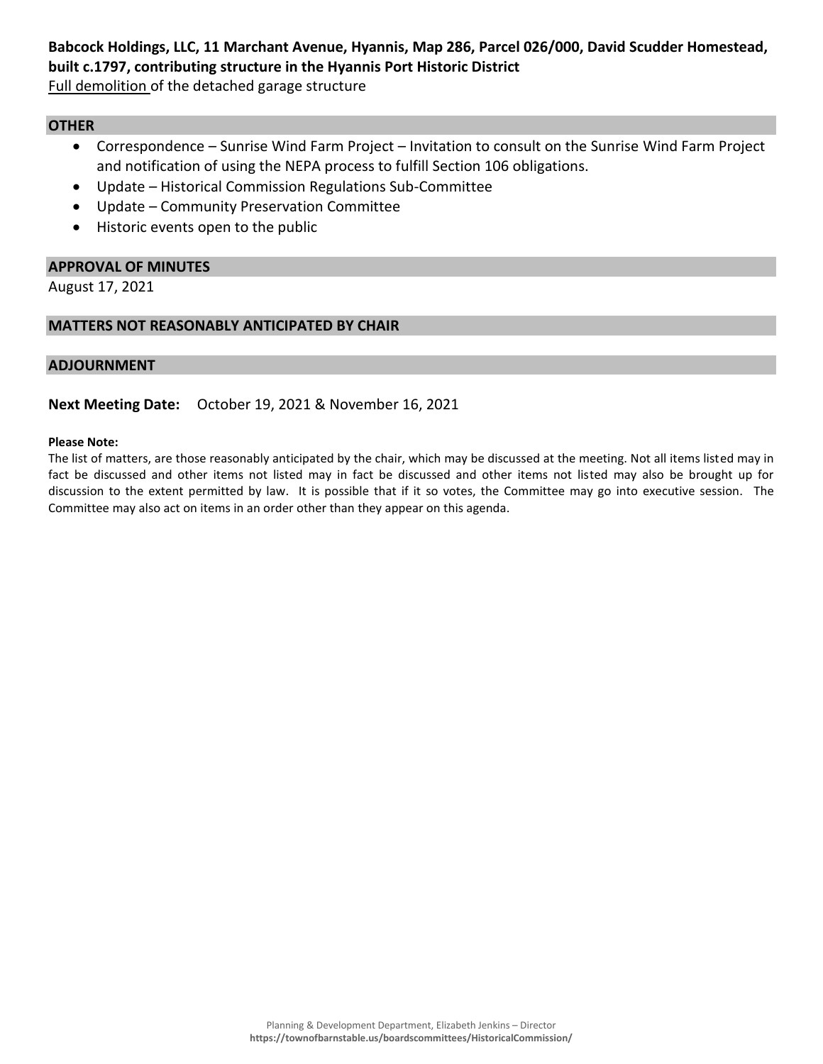**Babcock Holdings, LLC, 11 Marchant Avenue, Hyannis, Map 286, Parcel 026/000, David Scudder Homestead, built c.1797, contributing structure in the Hyannis Port Historic District**

Full demolition of the detached garage structure

## OTHER

- Correspondence – Sunrise Wind Farm Project – Invitation to consult on the Sunrise Wind Farm Project and notification of using the NEPA process to fulfill Section 106 obligations.
- Update – Historical Commission Regulations Sub-Committee
- Update – Community Preservation Committee
- Historic events open to the public

## APPROVAL OF MINUTES

August 17, 2021

## MATTERS NOT REASONABLY ANTICIPATED BY CHAIR

## ADJOURNMENT

**Next Meeting Date:** October 19, 2021 & November 16, 2021

**Please Note:**
The list of matters, are those reasonably anticipated by the chair, which may be discussed at the meeting. Not all items listed may in fact be discussed and other items not listed may in fact be discussed and other items not listed may also be brought up for discussion to the extent permitted by law. It is possible that if it so votes, the Committee may go into executive session. The Committee may also act on items in an order other than they appear on this agenda.

Planning & Development Department, Elizabeth Jenkins – Director
**https://townofbarnstable.us/boardscommittees/HistoricalCommission/**